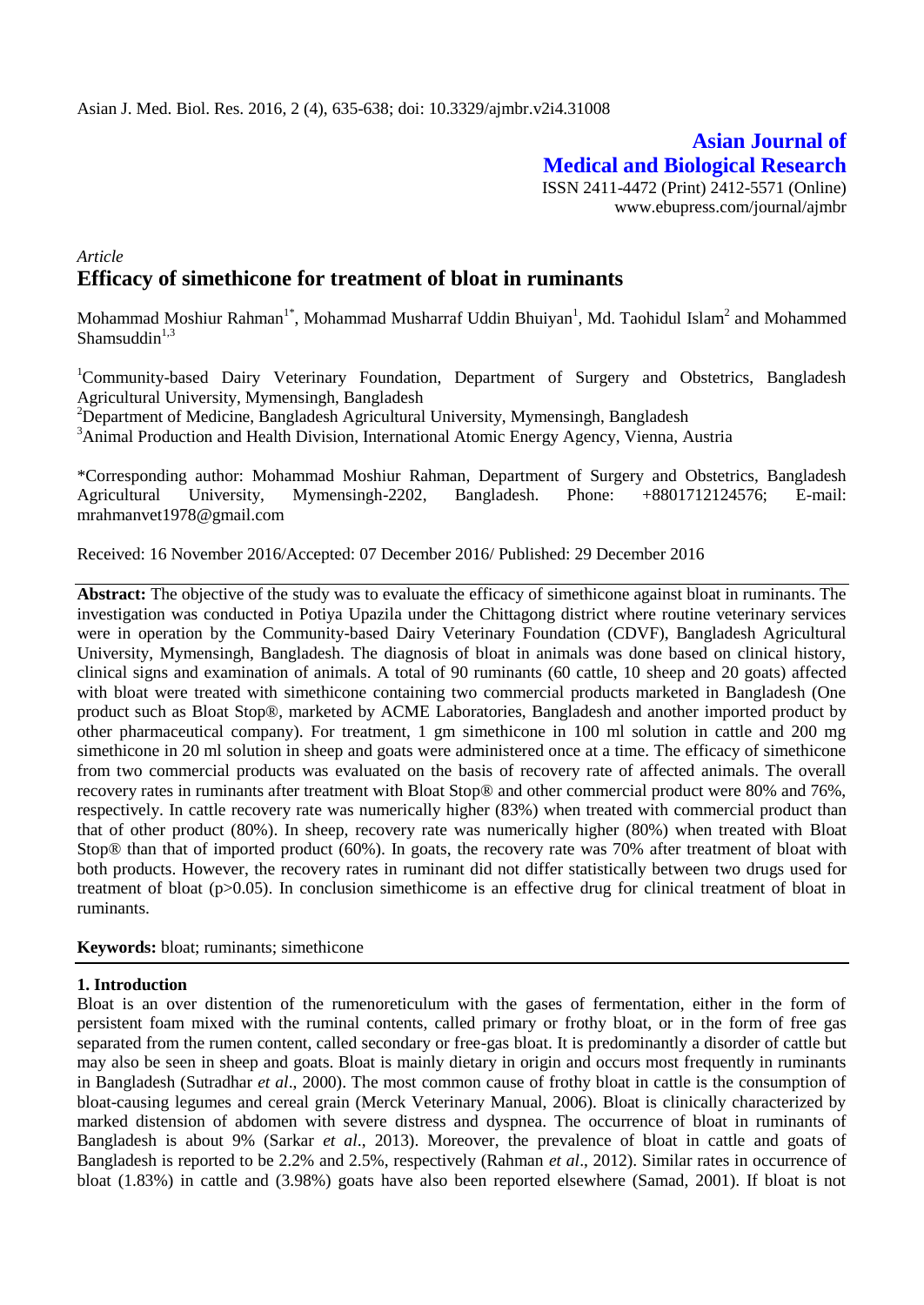Asian J. Med. Biol. Res. 2016, 2 (4), 635-638; doi: 10.3329/ajmbr.v2i4.31008

**Asian Journal of Medical and Biological Research**

ISSN 2411-4472 (Print) 2412-5571 (Online)
www.ebupress.com/journal/ajmbr

*Article*

# Efficacy of simethicone for treatment of bloat in ruminants

Mohammad Moshiur Rahman[1*], Mohammad Musharraf Uddin Bhuiyan[1], Md. Taohidul Islam[2] and Mohammed Shamsuddin[1,3]

[1]Community-based Dairy Veterinary Foundation, Department of Surgery and Obstetrics, Bangladesh Agricultural University, Mymensingh, Bangladesh

[2]Department of Medicine, Bangladesh Agricultural University, Mymensingh, Bangladesh

[3]Animal Production and Health Division, International Atomic Energy Agency, Vienna, Austria

*Corresponding author: Mohammad Moshiur Rahman, Department of Surgery and Obstetrics, Bangladesh Agricultural University, Mymensingh-2202, Bangladesh. Phone: +8801712124576; E-mail: mrahmanvet1978@gmail.com

Received: 16 November 2016/Accepted: 07 December 2016/ Published: 29 December 2016

**Abstract:** The objective of the study was to evaluate the efficacy of simethicone against bloat in ruminants. The investigation was conducted in Potiya Upazila under the Chittagong district where routine veterinary services were in operation by the Community-based Dairy Veterinary Foundation (CDVF), Bangladesh Agricultural University, Mymensingh, Bangladesh. The diagnosis of bloat in animals was done based on clinical history, clinical signs and examination of animals. A total of 90 ruminants (60 cattle, 10 sheep and 20 goats) affected with bloat were treated with simethicone containing two commercial products marketed in Bangladesh (One product such as Bloat Stop®, marketed by ACME Laboratories, Bangladesh and another imported product by other pharmaceutical company). For treatment, 1 gm simethicone in 100 ml solution in cattle and 200 mg simethicone in 20 ml solution in sheep and goats were administered once at a time. The efficacy of simethicone from two commercial products was evaluated on the basis of recovery rate of affected animals. The overall recovery rates in ruminants after treatment with Bloat Stop® and other commercial product were 80% and 76%, respectively. In cattle recovery rate was numerically higher (83%) when treated with commercial product than that of other product (80%). In sheep, recovery rate was numerically higher (80%) when treated with Bloat Stop® than that of imported product (60%). In goats, the recovery rate was 70% after treatment of bloat with both products. However, the recovery rates in ruminant did not differ statistically between two drugs used for treatment of bloat ($p>0.05$). In conclusion simethicome is an effective drug for clinical treatment of bloat in ruminants.

**Keywords:** bloat; ruminants; simethicone

## 1. Introduction

Bloat is an over distention of the rumenoreticulum with the gases of fermentation, either in the form of persistent foam mixed with the ruminal contents, called primary or frothy bloat, or in the form of free gas separated from the rumen content, called secondary or free-gas bloat. It is predominantly a disorder of cattle but may also be seen in sheep and goats. Bloat is mainly dietary in origin and occurs most frequently in ruminants in Bangladesh (Sutradhar *et al*., 2000). The most common cause of frothy bloat in cattle is the consumption of bloat-causing legumes and cereal grain (Merck Veterinary Manual, 2006). Bloat is clinically characterized by marked distension of abdomen with severe distress and dyspnea. The occurrence of bloat in ruminants of Bangladesh is about 9% (Sarkar *et al*., 2013). Moreover, the prevalence of bloat in cattle and goats of Bangladesh is reported to be 2.2% and 2.5%, respectively (Rahman *et al*., 2012). Similar rates in occurrence of bloat (1.83%) in cattle and (3.98%) goats have also been reported elsewhere (Samad, 2001). If bloat is not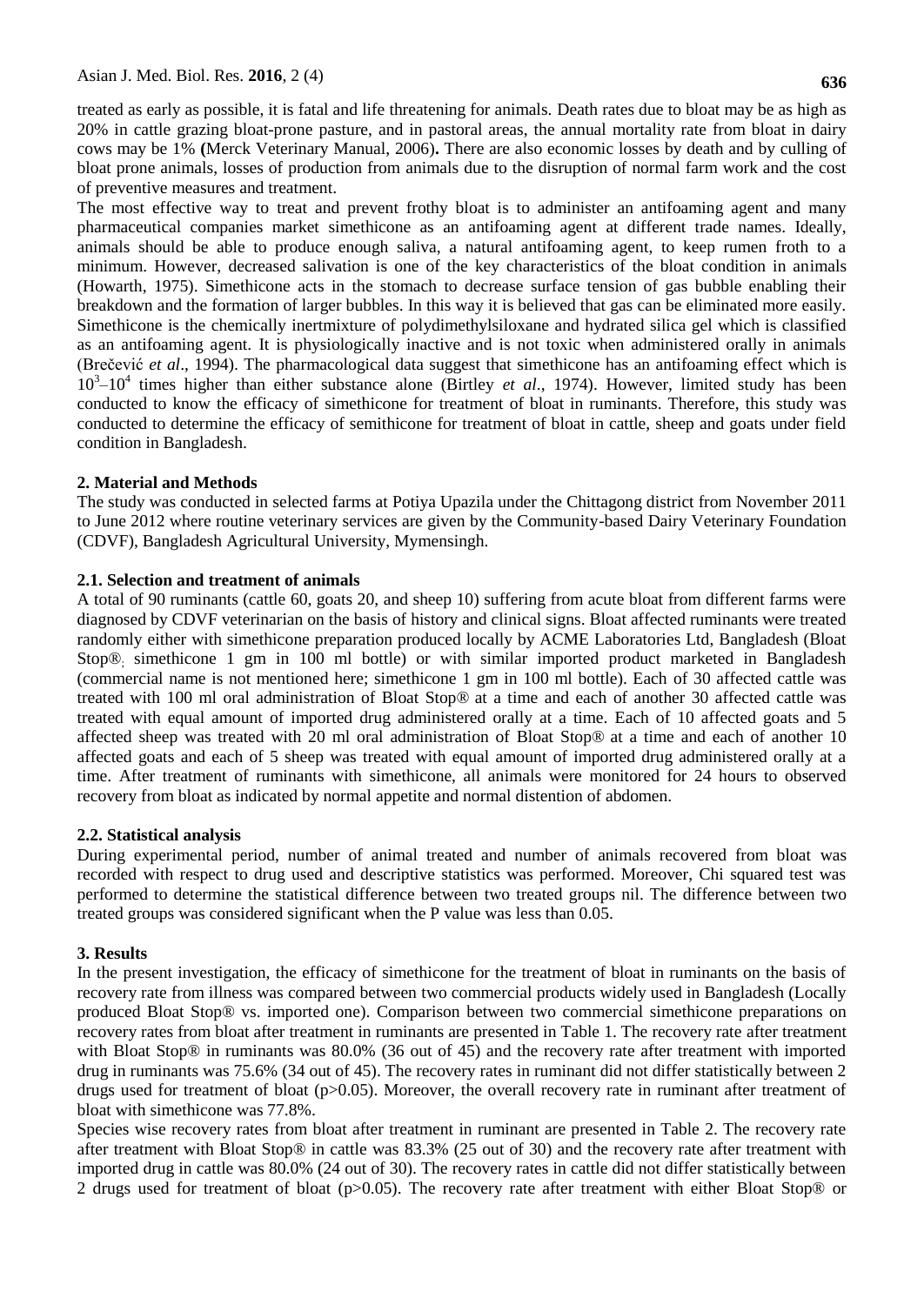treated as early as possible, it is fatal and life threatening for animals. Death rates due to bloat may be as high as 20% in cattle grazing bloat-prone pasture, and in pastoral areas, the annual mortality rate from bloat in dairy cows may be 1% **(**Merck Veterinary Manual, 2006)**.** There are also economic losses by death and by culling of bloat prone animals, losses of production from animals due to the disruption of normal farm work and the cost of preventive measures and treatment.

The most effective way to treat and prevent frothy bloat is to administer an antifoaming agent and many pharmaceutical companies market simethicone as an antifoaming agent at different trade names. Ideally, animals should be able to produce enough saliva, a natural antifoaming agent, to keep rumen froth to a minimum. However, decreased salivation is one of the key characteristics of the bloat condition in animals (Howarth, 1975). Simethicone acts in the stomach to decrease surface tension of gas bubble enabling their breakdown and the formation of larger bubbles. In this way it is believed that gas can be eliminated more easily. Simethicone is the chemically inertmixture of polydimethylsiloxane and hydrated silica gel which is classified as an antifoaming agent. It is physiologically inactive and is not toxic when administered orally in animals (Brečević *et al*., 1994). The pharmacological data suggest that simethicone has an antifoaming effect which is $10^3$–$10^4$ times higher than either substance alone (Birtley *et al*., 1974). However, limited study has been conducted to know the efficacy of simethicone for treatment of bloat in ruminants. Therefore, this study was conducted to determine the efficacy of semithicone for treatment of bloat in cattle, sheep and goats under field condition in Bangladesh.

## 2. Material and Methods

The study was conducted in selected farms at Potiya Upazila under the Chittagong district from November 2011 to June 2012 where routine veterinary services are given by the Community-based Dairy Veterinary Foundation (CDVF), Bangladesh Agricultural University, Mymensingh.

### 2.1. Selection and treatment of animals

A total of 90 ruminants (cattle 60, goats 20, and sheep 10) suffering from acute bloat from different farms were diagnosed by CDVF veterinarian on the basis of history and clinical signs. Bloat affected ruminants were treated randomly either with simethicone preparation produced locally by ACME Laboratories Ltd, Bangladesh (Bloat Stop®; simethicone 1 gm in 100 ml bottle) or with similar imported product marketed in Bangladesh (commercial name is not mentioned here; simethicone 1 gm in 100 ml bottle). Each of 30 affected cattle was treated with 100 ml oral administration of Bloat Stop® at a time and each of another 30 affected cattle was treated with equal amount of imported drug administered orally at a time. Each of 10 affected goats and 5 affected sheep was treated with 20 ml oral administration of Bloat Stop® at a time and each of another 10 affected goats and each of 5 sheep was treated with equal amount of imported drug administered orally at a time. After treatment of ruminants with simethicone, all animals were monitored for 24 hours to observed recovery from bloat as indicated by normal appetite and normal distention of abdomen.

### 2.2. Statistical analysis

During experimental period, number of animal treated and number of animals recovered from bloat was recorded with respect to drug used and descriptive statistics was performed. Moreover, Chi squared test was performed to determine the statistical difference between two treated groups nil. The difference between two treated groups was considered significant when the P value was less than 0.05.

## 3. Results

In the present investigation, the efficacy of simethicone for the treatment of bloat in ruminants on the basis of recovery rate from illness was compared between two commercial products widely used in Bangladesh (Locally produced Bloat Stop® vs. imported one). Comparison between two commercial simethicone preparations on recovery rates from bloat after treatment in ruminants are presented in Table 1. The recovery rate after treatment with Bloat Stop® in ruminants was 80.0% (36 out of 45) and the recovery rate after treatment with imported drug in ruminants was 75.6% (34 out of 45). The recovery rates in ruminant did not differ statistically between 2 drugs used for treatment of bloat ($p>0.05$). Moreover, the overall recovery rate in ruminant after treatment of bloat with simethicone was 77.8%.

Species wise recovery rates from bloat after treatment in ruminant are presented in Table 2. The recovery rate after treatment with Bloat Stop® in cattle was 83.3% (25 out of 30) and the recovery rate after treatment with imported drug in cattle was 80.0% (24 out of 30). The recovery rates in cattle did not differ statistically between 2 drugs used for treatment of bloat ($p>0.05$). The recovery rate after treatment with either Bloat Stop® or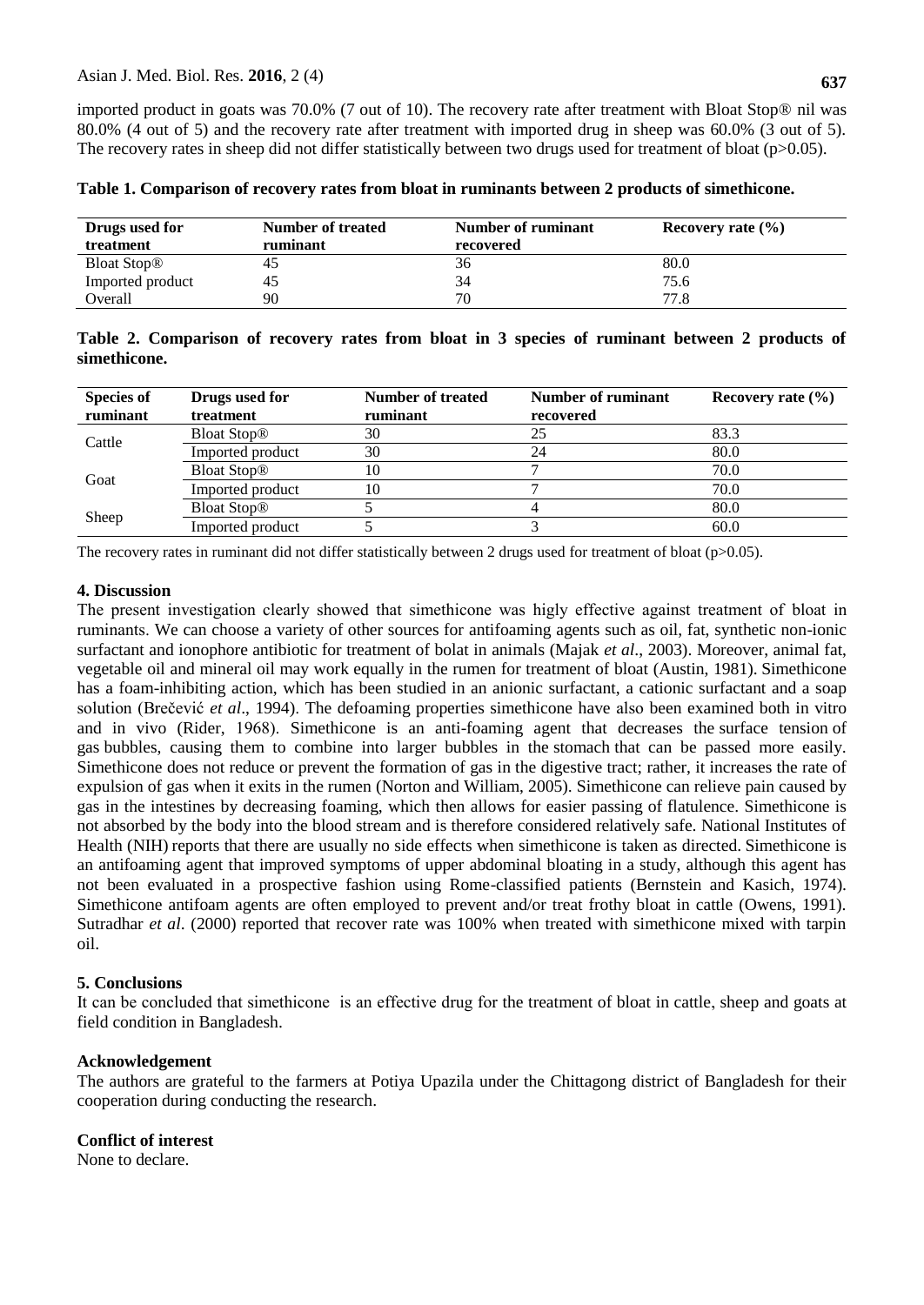imported product in goats was 70.0% (7 out of 10). The recovery rate after treatment with Bloat Stop® nil was 80.0% (4 out of 5) and the recovery rate after treatment with imported drug in sheep was 60.0% (3 out of 5). The recovery rates in sheep did not differ statistically between two drugs used for treatment of bloat ($p>0.05$).

**Table 1. Comparison of recovery rates from bloat in ruminants between 2 products of simethicone.**

| Drugs used for treatment | Number of treated ruminant | Number of ruminant recovered | Recovery rate (%) |
|---|---|---|---|
| Bloat Stop® | 45 | 36 | 80.0 |
| Imported product | 45 | 34 | 75.6 |
| Overall | 90 | 70 | 77.8 |

**Table 2. Comparison of recovery rates from bloat in 3 species of ruminant between 2 products of simethicone.**

| Species of ruminant | Drugs used for treatment | Number of treated ruminant | Number of ruminant recovered | Recovery rate (%) |
|---|---|---|---|---|
| Cattle | Bloat Stop® | 30 | 25 | 83.3 |
| | Imported product | 30 | 24 | 80.0 |
| Goat | Bloat Stop® | 10 | 7 | 70.0 |
| | Imported product | 10 | 7 | 70.0 |
| Sheep | Bloat Stop® | 5 | 4 | 80.0 |
| | Imported product | 5 | 3 | 60.0 |

The recovery rates in ruminant did not differ statistically between 2 drugs used for treatment of bloat ($p>0.05$).

## 4. Discussion

The present investigation clearly showed that simethicone was higly effective against treatment of bloat in ruminants. We can choose a variety of other sources for antifoaming agents such as oil, fat, synthetic non-ionic surfactant and ionophore antibiotic for treatment of bolat in animals (Majak *et al*., 2003). Moreover, animal fat, vegetable oil and mineral oil may work equally in the rumen for treatment of bloat (Austin, 1981). Simethicone has a foam-inhibiting action, which has been studied in an anionic surfactant, a cationic surfactant and a soap solution (Brečević *et al*., 1994). The defoaming properties simethicone have also been examined both in vitro and in vivo (Rider, 1968). Simethicone is an anti-foaming agent that decreases the surface tension of gas bubbles, causing them to combine into larger bubbles in the stomach that can be passed more easily. Simethicone does not reduce or prevent the formation of gas in the digestive tract; rather, it increases the rate of expulsion of gas when it exits in the rumen (Norton and William, 2005). Simethicone can relieve pain caused by gas in the intestines by decreasing foaming, which then allows for easier passing of flatulence. Simethicone is not absorbed by the body into the blood stream and is therefore considered relatively safe. National Institutes of Health (NIH) reports that there are usually no side effects when simethicone is taken as directed. Simethicone is an antifoaming agent that improved symptoms of upper abdominal bloating in a study, although this agent has not been evaluated in a prospective fashion using Rome-classified patients (Bernstein and Kasich, 1974). Simethicone antifoam agents are often employed to prevent and/or treat frothy bloat in cattle (Owens, 1991). Sutradhar *et al*. (2000) reported that recover rate was 100% when treated with simethicone mixed with tarpin oil.

## 5. Conclusions

It can be concluded that simethicone is an effective drug for the treatment of bloat in cattle, sheep and goats at field condition in Bangladesh.

## Acknowledgement

The authors are grateful to the farmers at Potiya Upazila under the Chittagong district of Bangladesh for their cooperation during conducting the research.

## Conflict of interest

None to declare.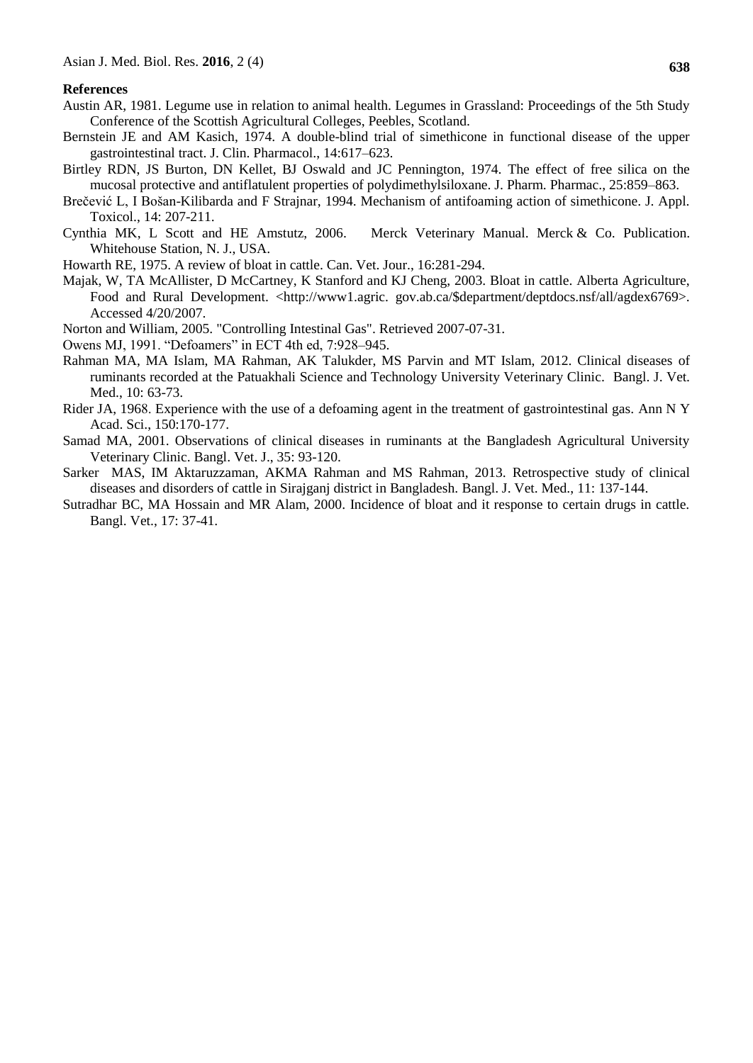**References**

Austin AR, 1981. Legume use in relation to animal health. Legumes in Grassland: Proceedings of the 5th Study Conference of the Scottish Agricultural Colleges, Peebles, Scotland.

Bernstein JE and AM Kasich, 1974. A double-blind trial of simethicone in functional disease of the upper gastrointestinal tract. J. Clin. Pharmacol., 14:617–623.

Birtley RDN, JS Burton, DN Kellet, BJ Oswald and JC Pennington, 1974. The effect of free silica on the mucosal protective and antiflatulent properties of polydimethylsiloxane. J. Pharm. Pharmac., 25:859–863.

Brečević L, I Bošan-Kilibarda and F Strajnar, 1994. Mechanism of antifoaming action of simethicone. J. Appl. Toxicol., 14: 207-211.

Cynthia MK, L Scott and HE Amstutz, 2006. Merck Veterinary Manual. Merck & Co. Publication. Whitehouse Station, N. J., USA.

Howarth RE, 1975. A review of bloat in cattle. Can. Vet. Jour., 16:281-294.

Majak, W, TA McAllister, D McCartney, K Stanford and KJ Cheng, 2003. Bloat in cattle. Alberta Agriculture, Food and Rural Development. <http://www1.agric. gov.ab.ca/$department/deptdocs.nsf/all/agdex6769>. Accessed 4/20/2007.

Norton and William, 2005. "Controlling Intestinal Gas". Retrieved 2007-07-31.

Owens MJ, 1991. "Defoamers" in ECT 4th ed, 7:928–945.

Rahman MA, MA Islam, MA Rahman, AK Talukder, MS Parvin and MT Islam, 2012. Clinical diseases of ruminants recorded at the Patuakhali Science and Technology University Veterinary Clinic. Bangl. J. Vet. Med., 10: 63-73.

Rider JA, 1968. Experience with the use of a defoaming agent in the treatment of gastrointestinal gas. Ann N Y Acad. Sci., 150:170-177.

Samad MA, 2001. Observations of clinical diseases in ruminants at the Bangladesh Agricultural University Veterinary Clinic. Bangl. Vet. J., 35: 93-120.

Sarker MAS, IM Aktaruzzaman, AKMA Rahman and MS Rahman, 2013. Retrospective study of clinical diseases and disorders of cattle in Sirajganj district in Bangladesh. Bangl. J. Vet. Med., 11: 137-144.

Sutradhar BC, MA Hossain and MR Alam, 2000. Incidence of bloat and it response to certain drugs in cattle. Bangl. Vet., 17: 37-41.